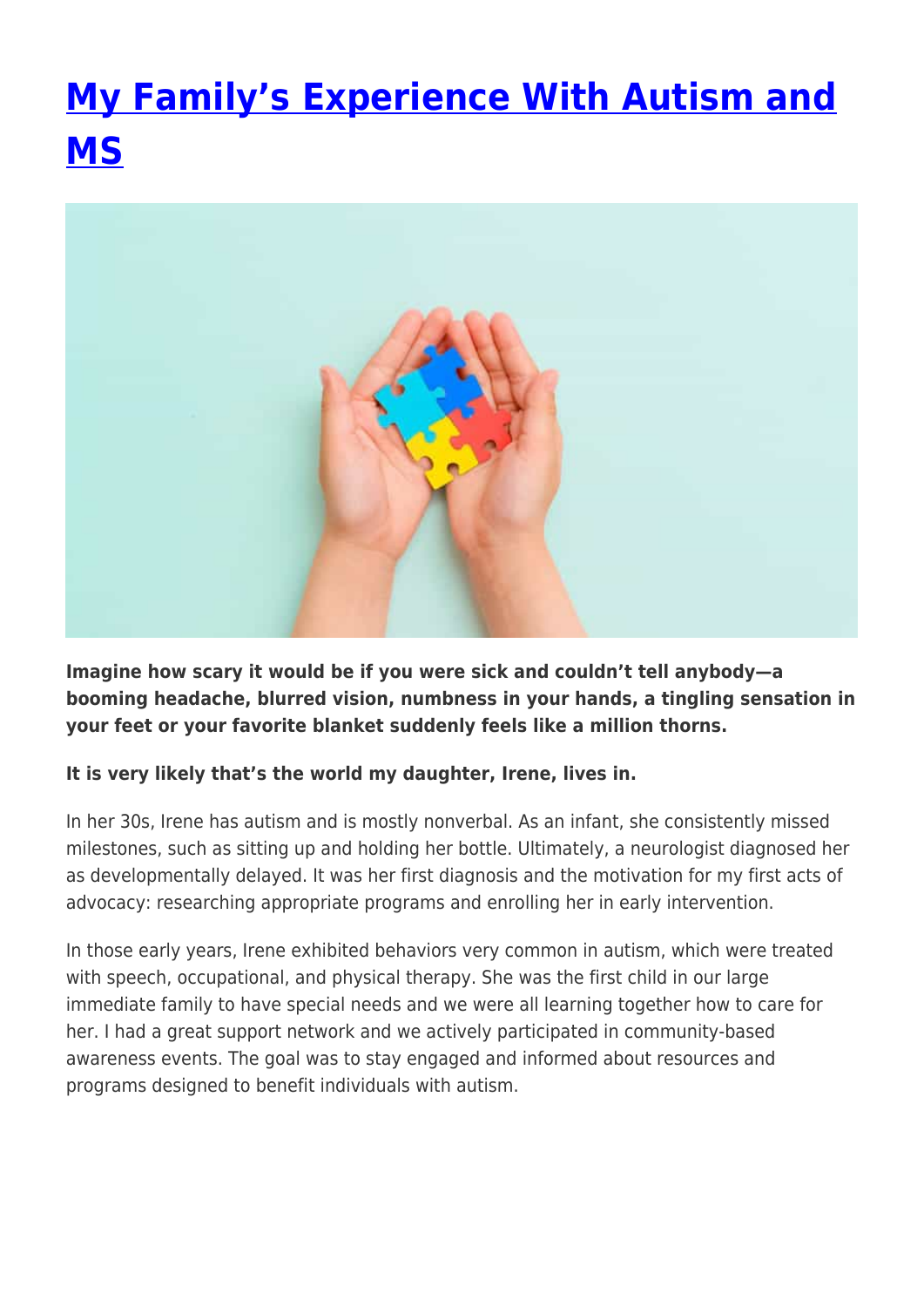# My Family's Experience With Autism and MS

**Imagine how scary it would be if you were sick and couldn't tell anybody—a booming headache, blurred vision, numbness in your hands, a tingling sensation in your feet or your favorite blanket suddenly feels like a million thorns.**

**It is very likely that's the world my daughter, Irene, lives in.**

In her 30s, Irene has autism and is mostly nonverbal. As an infant, she consistently missed milestones, such as sitting up and holding her bottle. Ultimately, a neurologist diagnosed her as developmentally delayed. It was her first diagnosis and the motivation for my first acts of advocacy: researching appropriate programs and enrolling her in early intervention.

In those early years, Irene exhibited behaviors very common in autism, which were treated with speech, occupational, and physical therapy. She was the first child in our large immediate family to have special needs and we were all learning together how to care for her. I had a great support network and we actively participated in community-based awareness events. The goal was to stay engaged and informed about resources and programs designed to benefit individuals with autism.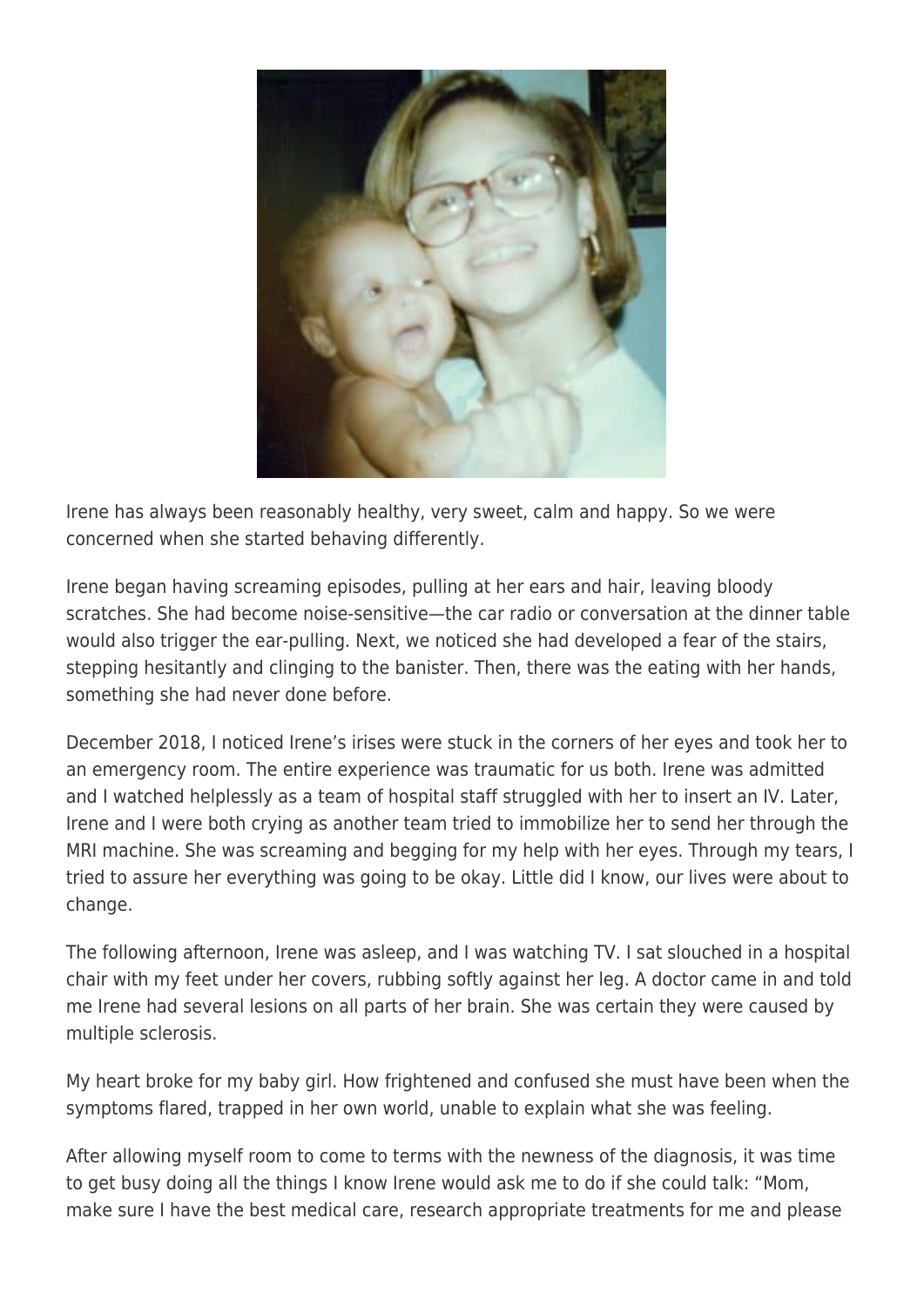Irene has always been reasonably healthy, very sweet, calm and happy. So we were concerned when she started behaving differently.

Irene began having screaming episodes, pulling at her ears and hair, leaving bloody scratches. She had become noise-sensitive—the car radio or conversation at the dinner table would also trigger the ear-pulling. Next, we noticed she had developed a fear of the stairs, stepping hesitantly and clinging to the banister. Then, there was the eating with her hands, something she had never done before.

December 2018, I noticed Irene's irises were stuck in the corners of her eyes and took her to an emergency room. The entire experience was traumatic for us both. Irene was admitted and I watched helplessly as a team of hospital staff struggled with her to insert an IV. Later, Irene and I were both crying as another team tried to immobilize her to send her through the MRI machine. She was screaming and begging for my help with her eyes. Through my tears, I tried to assure her everything was going to be okay. Little did I know, our lives were about to change.

The following afternoon, Irene was asleep, and I was watching TV. I sat slouched in a hospital chair with my feet under her covers, rubbing softly against her leg. A doctor came in and told me Irene had several lesions on all parts of her brain. She was certain they were caused by multiple sclerosis.

My heart broke for my baby girl. How frightened and confused she must have been when the symptoms flared, trapped in her own world, unable to explain what she was feeling.

After allowing myself room to come to terms with the newness of the diagnosis, it was time to get busy doing all the things I know Irene would ask me to do if she could talk: "Mom, make sure I have the best medical care, research appropriate treatments for me and please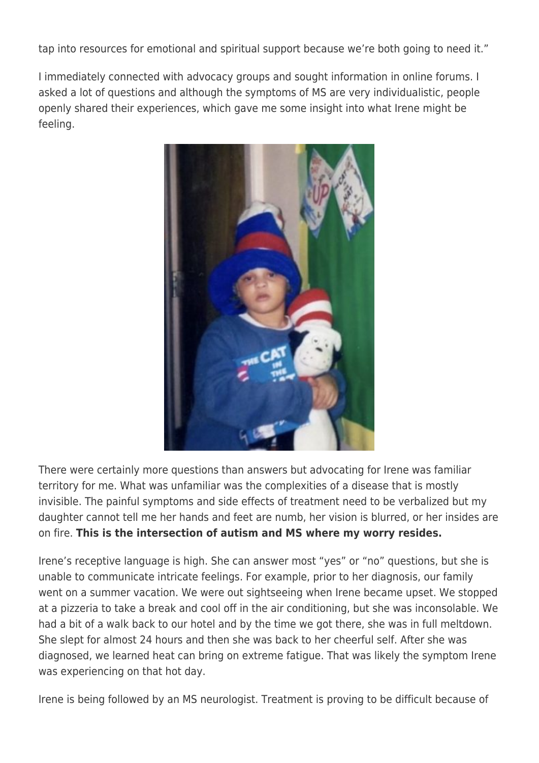tap into resources for emotional and spiritual support because we're both going to need it."

I immediately connected with advocacy groups and sought information in online forums. I asked a lot of questions and although the symptoms of MS are very individualistic, people openly shared their experiences, which gave me some insight into what Irene might be feeling.

There were certainly more questions than answers but advocating for Irene was familiar territory for me. What was unfamiliar was the complexities of a disease that is mostly invisible. The painful symptoms and side effects of treatment need to be verbalized but my daughter cannot tell me her hands and feet are numb, her vision is blurred, or her insides are on fire. **This is the intersection of autism and MS where my worry resides.**

Irene's receptive language is high. She can answer most "yes" or "no" questions, but she is unable to communicate intricate feelings. For example, prior to her diagnosis, our family went on a summer vacation. We were out sightseeing when Irene became upset. We stopped at a pizzeria to take a break and cool off in the air conditioning, but she was inconsolable. We had a bit of a walk back to our hotel and by the time we got there, she was in full meltdown. She slept for almost 24 hours and then she was back to her cheerful self. After she was diagnosed, we learned heat can bring on extreme fatigue. That was likely the symptom Irene was experiencing on that hot day.

Irene is being followed by an MS neurologist. Treatment is proving to be difficult because of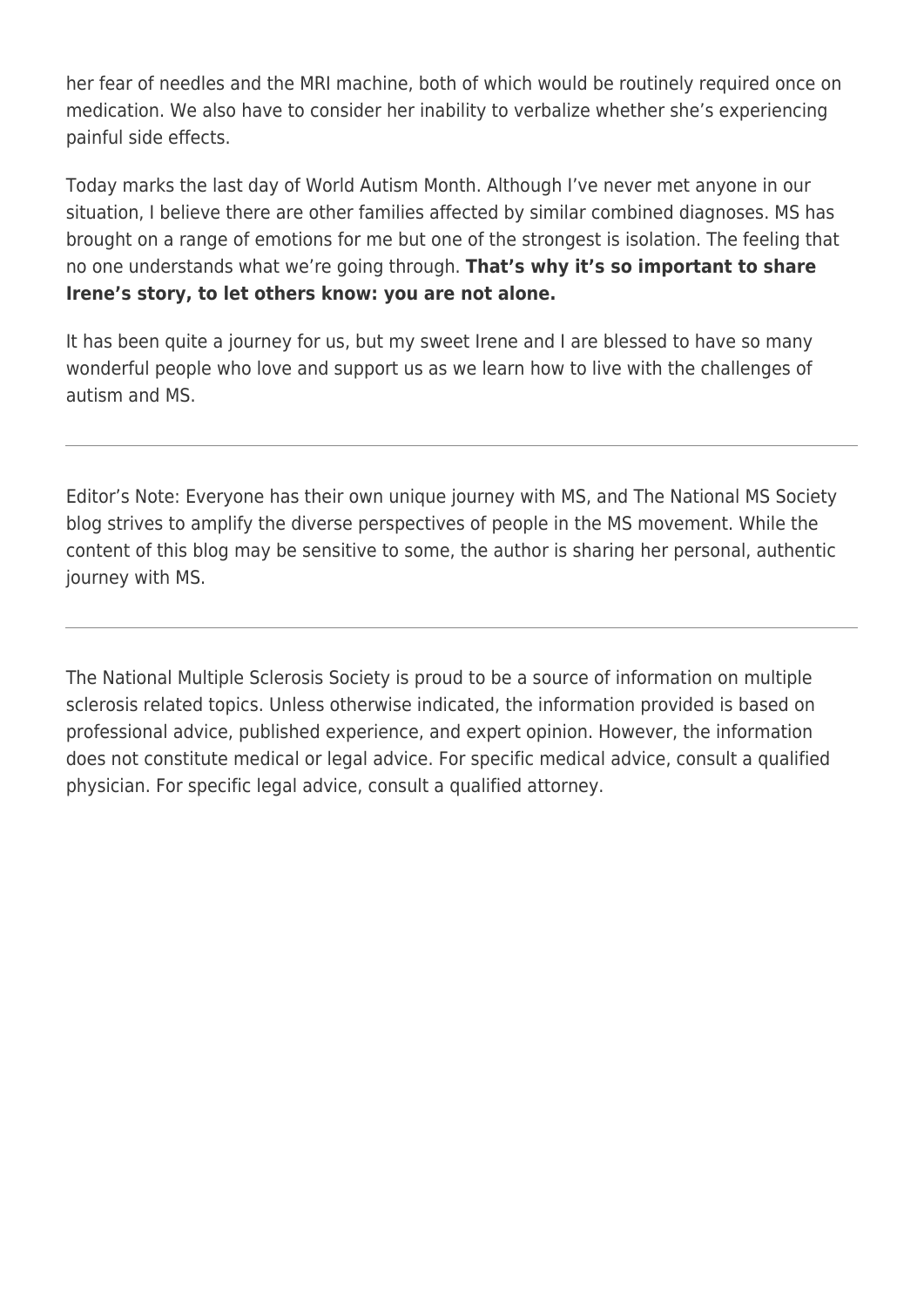her fear of needles and the MRI machine, both of which would be routinely required once on medication. We also have to consider her inability to verbalize whether she's experiencing painful side effects.

Today marks the last day of World Autism Month. Although I've never met anyone in our situation, I believe there are other families affected by similar combined diagnoses. MS has brought on a range of emotions for me but one of the strongest is isolation. The feeling that no one understands what we're going through. **That's why it's so important to share Irene's story, to let others know: you are not alone.**

It has been quite a journey for us, but my sweet Irene and I are blessed to have so many wonderful people who love and support us as we learn how to live with the challenges of autism and MS.

---

Editor's Note: Everyone has their own unique journey with MS, and The National MS Society blog strives to amplify the diverse perspectives of people in the MS movement. While the content of this blog may be sensitive to some, the author is sharing her personal, authentic journey with MS.

---

The National Multiple Sclerosis Society is proud to be a source of information on multiple sclerosis related topics. Unless otherwise indicated, the information provided is based on professional advice, published experience, and expert opinion. However, the information does not constitute medical or legal advice. For specific medical advice, consult a qualified physician. For specific legal advice, consult a qualified attorney.